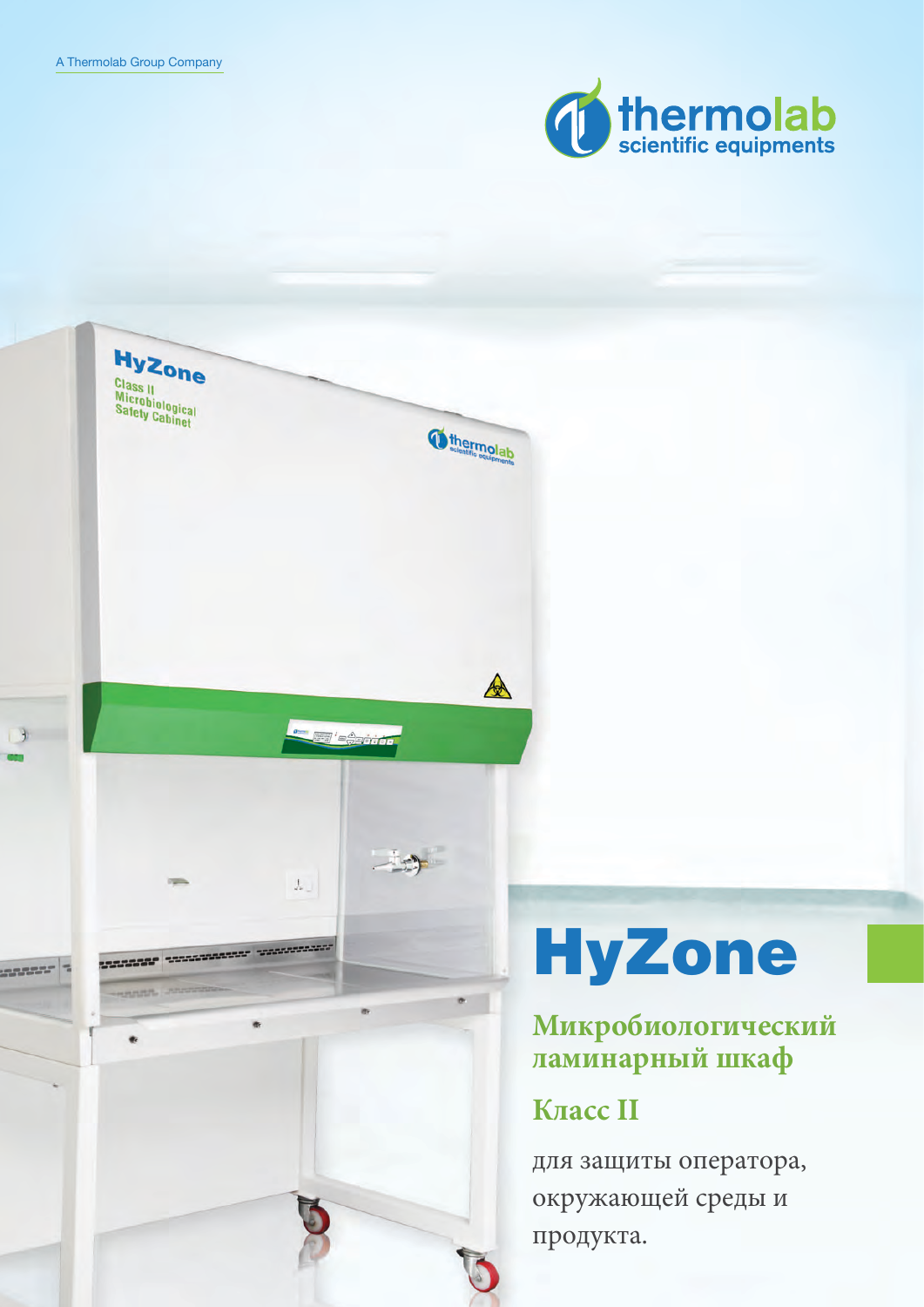A Thermolab Group Company

thermolab
scientific equipments

# HyZone

## Микробиологический ламинарный шкаф

## Класс II

для защиты оператора, окружающей среды и продукта.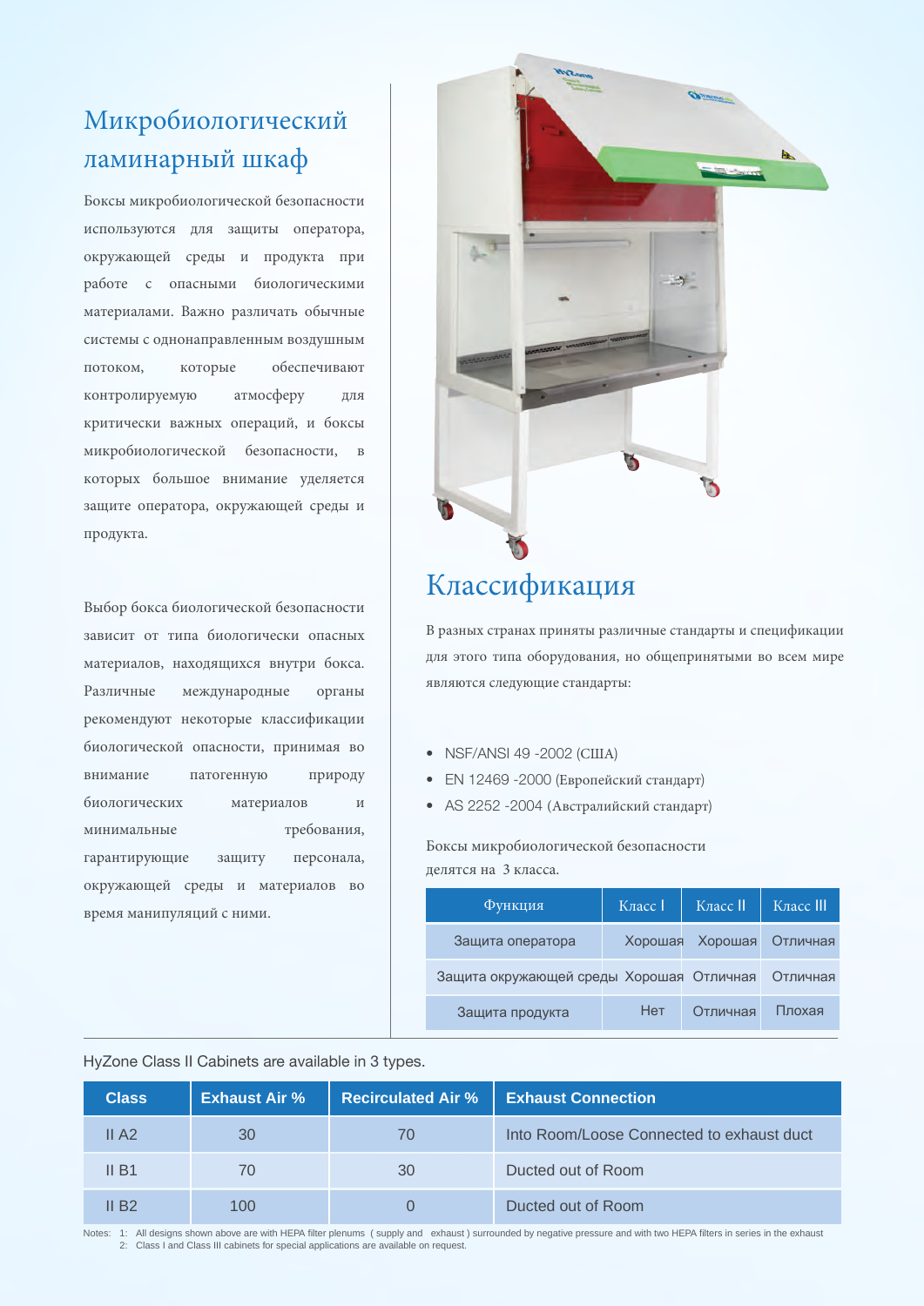# Микробиологический ламинарный шкаф

Боксы микробиологической безопасности используются для защиты оператора, окружающей среды и продукта при работе с опасными биологическими материалами. Важно различать обычные системы с однонаправленным воздушным потоком, которые обеспечивают контролируемую атмосферу для критически важных операций, и боксы микробиологической безопасности, в которых большое внимание уделяется защите оператора, окружающей среды и продукта.

Выбор бокса биологической безопасности зависит от типа биологически опасных материалов, находящихся внутри бокса. Различные международные органы рекомендуют некоторые классификации биологической опасности, принимая во внимание патогенную природу биологических материалов и минимальные требования, гарантирующие защиту персонала, окружающей среды и материалов во время манипуляций с ними.

# Классификация

В разных странах приняты различные стандарты и спецификации для этого типа оборудования, но общепринятыми во всем мире являются следующие стандарты:

- NSF/ANSI 49 -2002 (США)
- EN 12469 -2000 (Европейский стандарт)
- AS 2252 -2004 (Австралийский стандарт)

Боксы микробиологической безопасности делятся на 3 класса.

| Функция | Класс I | Класс II | Класс III |
|---|---|---|---|
| Защита оператора | Хорошая | Хорошая | Отличная |
| Защита окружающей среды | Хорошая | Отличная | Отличная |
| Защита продукта | Нет | Отличная | Плохая |

HyZone Class II Cabinets are available in 3 types.

| Class | Exhaust Air % | Recirculated Air % | Exhaust Connection |
|---|---|---|---|
| II A2 | 30 | 70 | Into Room/Loose Connected to exhaust duct |
| II B1 | 70 | 30 | Ducted out of Room |
| II B2 | 100 | 0 | Ducted out of Room |

Notes: 1: All designs shown above are with HEPA filter plenums ( supply and exhaust ) surrounded by negative pressure and with two HEPA filters in series in the exhaust
2: Class I and Class III cabinets for special applications are available on request.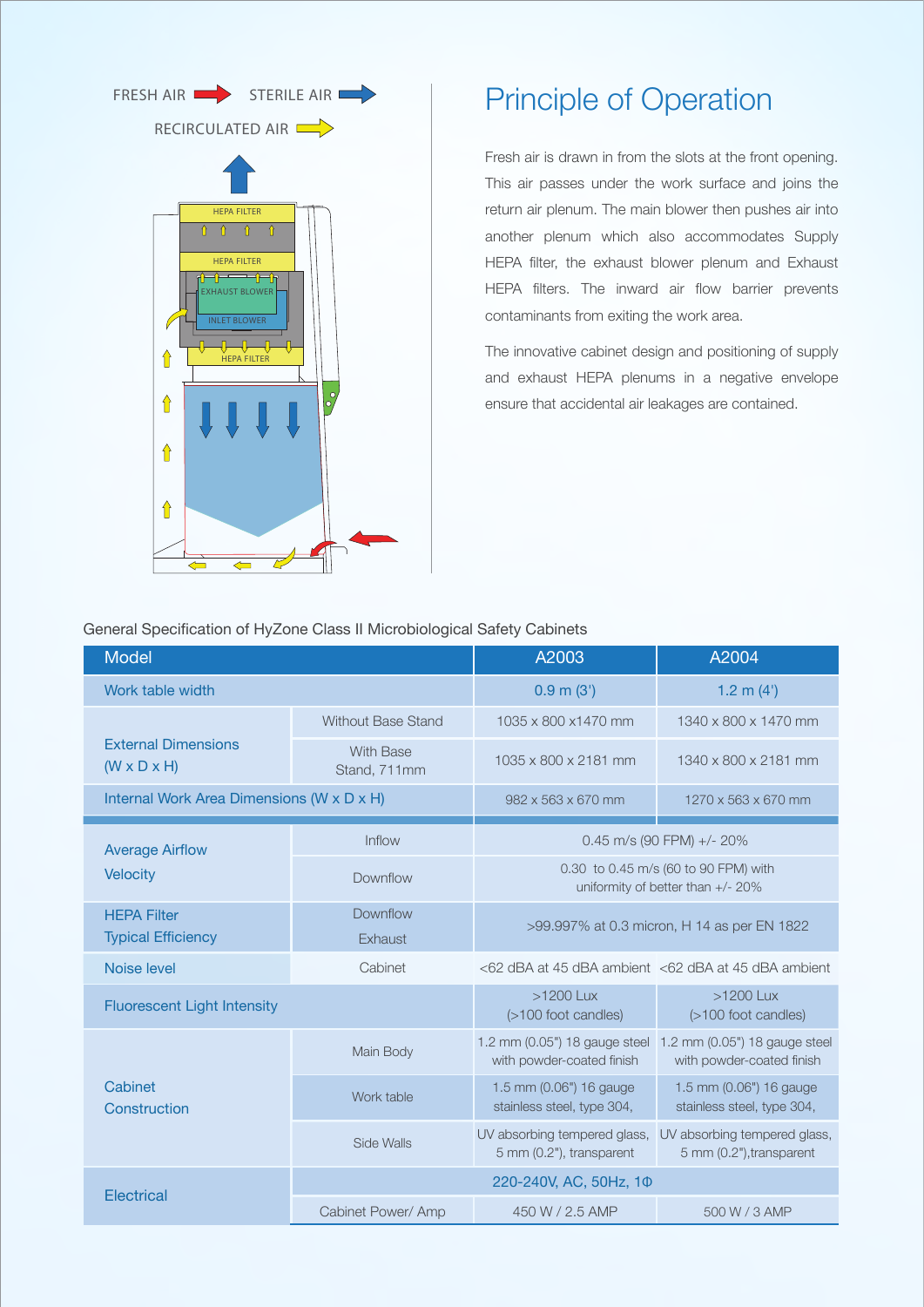FRESH AIR STERILE AIR

RECIRCULATED AIR

HEPA FILTER

HEPA FILTER

EXHAUST BLOWER

INLET BLOWER

HEPA FILTER

## Principle of Operation

Fresh air is drawn in from the slots at the front opening. This air passes under the work surface and joins the return air plenum. The main blower then pushes air into another plenum which also accommodates Supply HEPA filter, the exhaust blower plenum and Exhaust HEPA filters. The inward air flow barrier prevents contaminants from exiting the work area.

The innovative cabinet design and positioning of supply and exhaust HEPA plenums in a negative envelope ensure that accidental air leakages are contained.

General Specification of HyZone Class II Microbiological Safety Cabinets

| Model | | A2003 | A2004 |
|---|---|---|---|
| Work table width | | 0.9 m (3') | 1.2 m (4') |
| External Dimensions (W x D x H) | Without Base Stand | 1035 x 800 x1470 mm | 1340 x 800 x 1470 mm |
| | With Base Stand, 711mm | 1035 x 800 x 2181 mm | 1340 x 800 x 2181 mm |
| Internal Work Area Dimensions (W x D x H) | | 982 x 563 x 670 mm | 1270 x 563 x 670 mm |
| Average Airflow Velocity | Inflow | 0.45 m/s (90 FPM) +/- 20% | |
| | Downflow | 0.30 to 0.45 m/s (60 to 90 FPM) with uniformity of better than +/- 20% | |
| HEPA Filter Typical Efficiency | Downflow Exhaust | >99.997% at 0.3 micron, H 14 as per EN 1822 | |
| Noise level | Cabinet | <62 dBA at 45 dBA ambient | <62 dBA at 45 dBA ambient |
| Fluorescent Light Intensity | | >1200 Lux (>100 foot candles) | >1200 Lux (>100 foot candles) |
| Cabinet Construction | Main Body | 1.2 mm (0.05") 18 gauge steel with powder-coated finish | 1.2 mm (0.05") 18 gauge steel with powder-coated finish |
| | Work table | 1.5 mm (0.06") 16 gauge stainless steel, type 304, | 1.5 mm (0.06") 16 gauge stainless steel, type 304, |
| | Side Walls | UV absorbing tempered glass, 5 mm (0.2"), transparent | UV absorbing tempered glass, 5 mm (0.2"),transparent |
| Electrical | | 220-240V, AC, 50Hz, 1Φ | |
| | Cabinet Power/ Amp | 450 W / 2.5 AMP | 500 W / 3 AMP |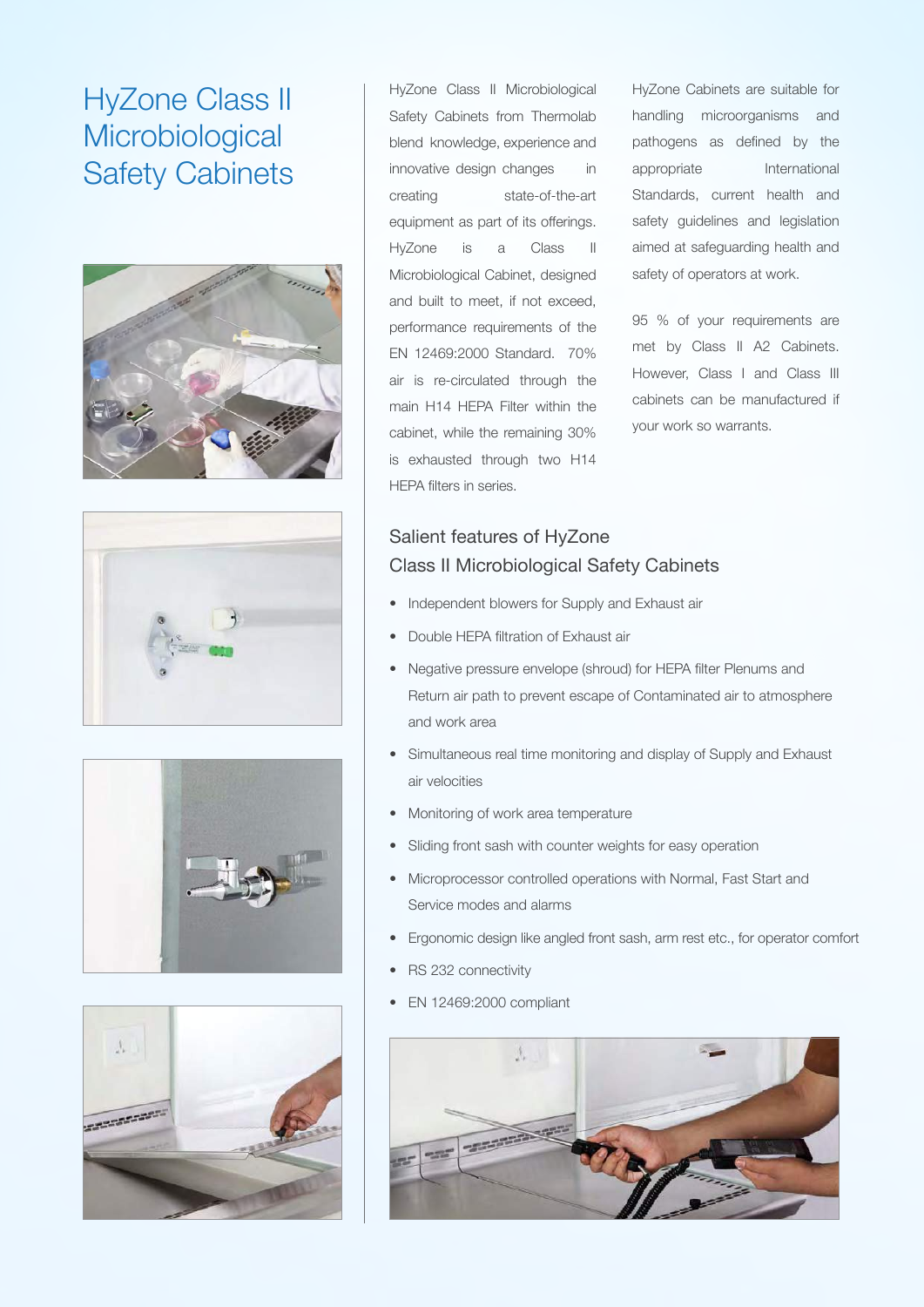# HyZone Class II Microbiological Safety Cabinets

HyZone Class II Microbiological Safety Cabinets from Thermolab blend knowledge, experience and innovative design changes in creating state-of-the-art equipment as part of its offerings. HyZone is a Class II Microbiological Cabinet, designed and built to meet, if not exceed, performance requirements of the EN 12469:2000 Standard. 70% air is re-circulated through the main H14 HEPA Filter within the cabinet, while the remaining 30% is exhausted through two H14 HEPA filters in series.

HyZone Cabinets are suitable for handling microorganisms and pathogens as defined by the appropriate International Standards, current health and safety guidelines and legislation aimed at safeguarding health and safety of operators at work.

95 % of your requirements are met by Class II A2 Cabinets. However, Class I and Class III cabinets can be manufactured if your work so warrants.

## Salient features of HyZone Class II Microbiological Safety Cabinets

- Independent blowers for Supply and Exhaust air
- Double HEPA filtration of Exhaust air
- Negative pressure envelope (shroud) for HEPA filter Plenums and Return air path to prevent escape of Contaminated air to atmosphere and work area
- Simultaneous real time monitoring and display of Supply and Exhaust air velocities
- Monitoring of work area temperature
- Sliding front sash with counter weights for easy operation
- Microprocessor controlled operations with Normal, Fast Start and Service modes and alarms
- Ergonomic design like angled front sash, arm rest etc., for operator comfort
- RS 232 connectivity
- EN 12469:2000 compliant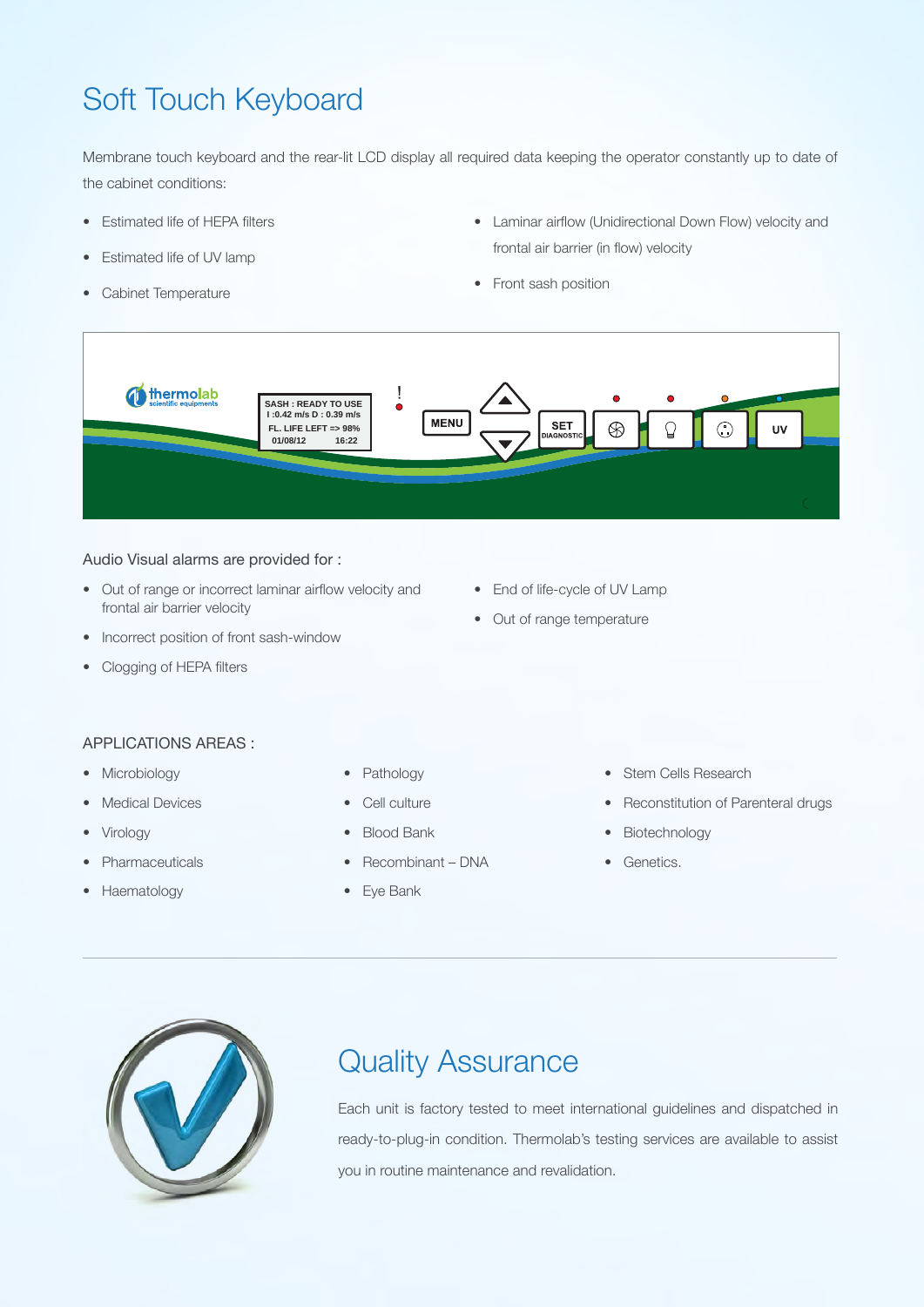# Soft Touch Keyboard

Membrane touch keyboard and the rear-lit LCD display all required data keeping the operator constantly up to date of the cabinet conditions:

- Estimated life of HEPA filters
- Estimated life of UV lamp
- Cabinet Temperature
- Laminar airflow (Unidirectional Down Flow) velocity and frontal air barrier (in flow) velocity
- Front sash position

Audio Visual alarms are provided for :

- Out of range or incorrect laminar airflow velocity and frontal air barrier velocity
- Incorrect position of front sash-window
- Clogging of HEPA filters
- End of life-cycle of UV Lamp
- Out of range temperature

APPLICATIONS AREAS :

- Microbiology
- Medical Devices
- Virology
- Pharmaceuticals
- Haematology
- Pathology
- Cell culture
- Blood Bank
- Recombinant – DNA
- Eye Bank
- Stem Cells Research
- Reconstitution of Parenteral drugs
- Biotechnology
- Genetics.

## Quality Assurance

Each unit is factory tested to meet international guidelines and dispatched in ready-to-plug-in condition. Thermolab's testing services are available to assist you in routine maintenance and revalidation.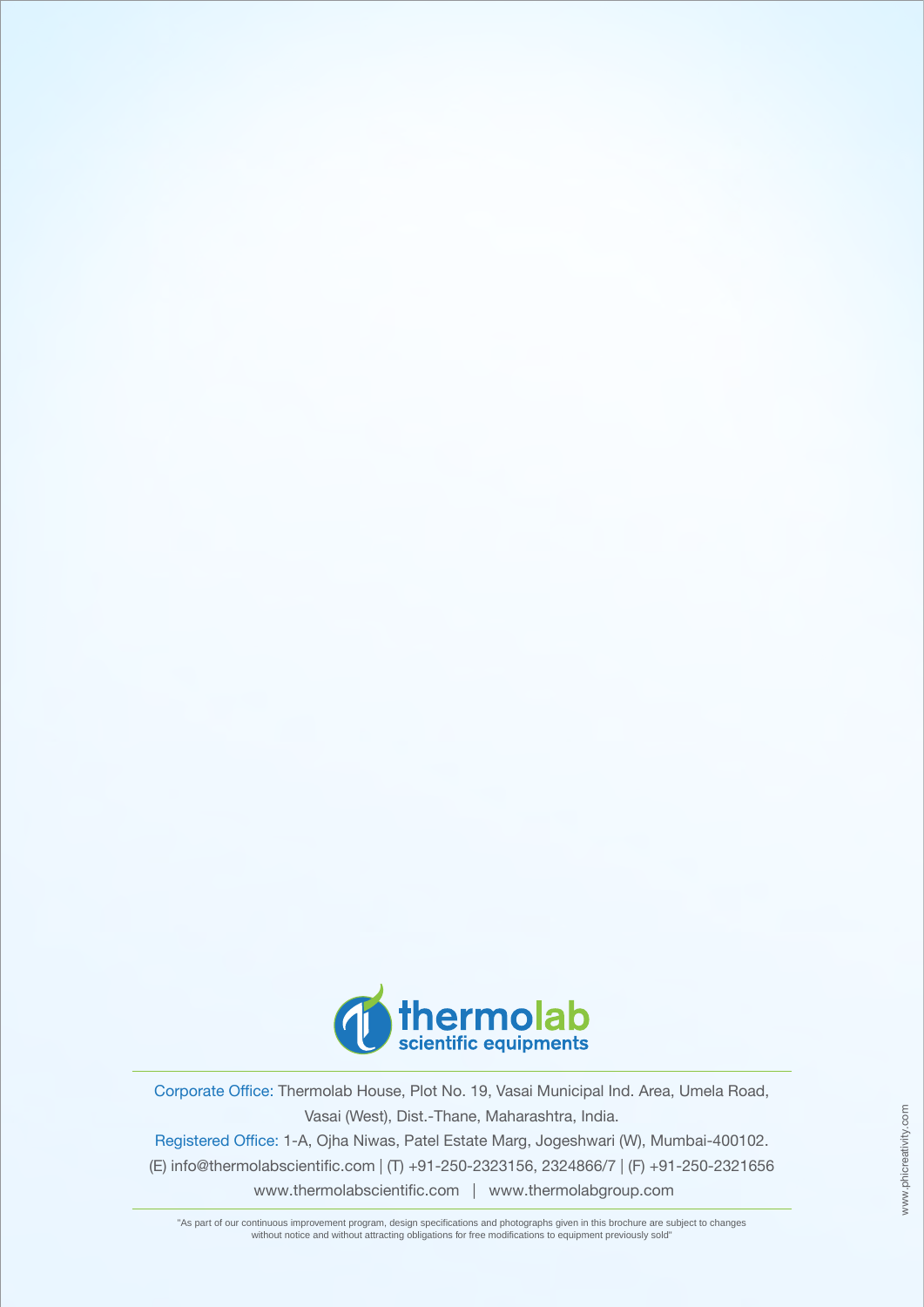**thermolab**
scientific equipments

Corporate Office: Thermolab House, Plot No. 19, Vasai Municipal Ind. Area, Umela Road, Vasai (West), Dist.-Thane, Maharashtra, India.

Registered Office: 1-A, Ojha Niwas, Patel Estate Marg, Jogeshwari (W), Mumbai-400102.

(E) info@thermolabscientific.com | (T) +91-250-2323156, 2324866/7 | (F) +91-250-2321656

www.thermolabscientific.com | www.thermolabgroup.com

"As part of our continuous improvement program, design specifications and photographs given in this brochure are subject to changes without notice and without attracting obligations for free modifications to equipment previously sold"

www.phicreativity.com